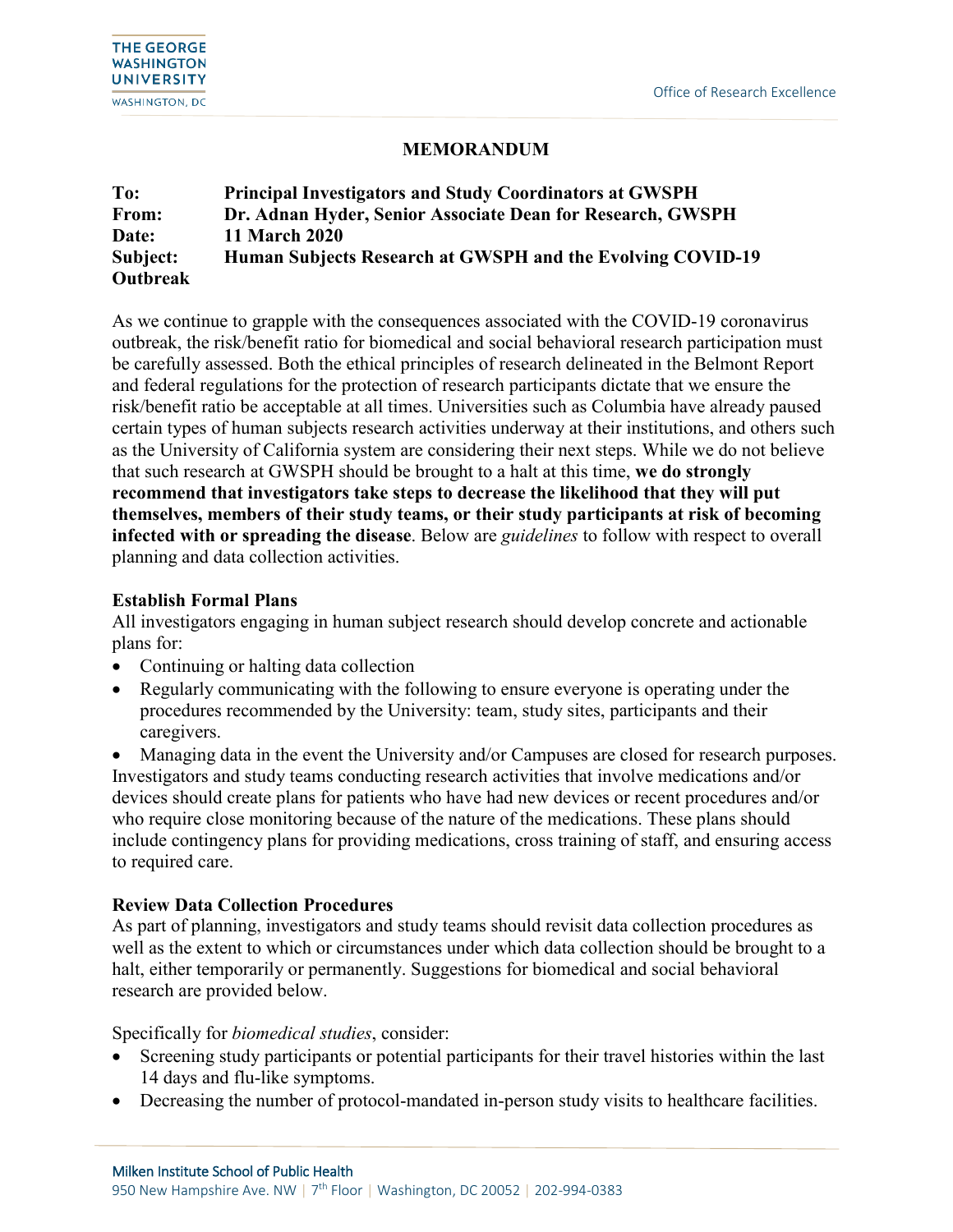THE GEORGE WASHINGTON UNIVERSITY
WASHINGTON, DC

Office of Research Excellence

# MEMORANDUM

**To:** **Principal Investigators and Study Coordinators at GWSPH**
**From:** **Dr. Adnan Hyder, Senior Associate Dean for Research, GWSPH**
**Date:** **11 March 2020**
**Subject:** **Human Subjects Research at GWSPH and the Evolving COVID-19 Outbreak**

As we continue to grapple with the consequences associated with the COVID-19 coronavirus outbreak, the risk/benefit ratio for biomedical and social behavioral research participation must be carefully assessed. Both the ethical principles of research delineated in the Belmont Report and federal regulations for the protection of research participants dictate that we ensure the risk/benefit ratio be acceptable at all times. Universities such as Columbia have already paused certain types of human subjects research activities underway at their institutions, and others such as the University of California system are considering their next steps. While we do not believe that such research at GWSPH should be brought to a halt at this time, **we do strongly recommend that investigators take steps to decrease the likelihood that they will put themselves, members of their study teams, or their study participants at risk of becoming infected with or spreading the disease**. Below are *guidelines* to follow with respect to overall planning and data collection activities.

**Establish Formal Plans**

All investigators engaging in human subject research should develop concrete and actionable plans for:

- Continuing or halting data collection
- Regularly communicating with the following to ensure everyone is operating under the procedures recommended by the University: team, study sites, participants and their caregivers.
- Managing data in the event the University and/or Campuses are closed for research purposes.

Investigators and study teams conducting research activities that involve medications and/or devices should create plans for patients who have had new devices or recent procedures and/or who require close monitoring because of the nature of the medications. These plans should include contingency plans for providing medications, cross training of staff, and ensuring access to required care.

**Review Data Collection Procedures**

As part of planning, investigators and study teams should revisit data collection procedures as well as the extent to which or circumstances under which data collection should be brought to a halt, either temporarily or permanently. Suggestions for biomedical and social behavioral research are provided below.

Specifically for *biomedical studies*, consider:

- Screening study participants or potential participants for their travel histories within the last 14 days and flu-like symptoms.
- Decreasing the number of protocol-mandated in-person study visits to healthcare facilities.

Milken Institute School of Public Health
950 New Hampshire Ave. NW | 7th Floor | Washington, DC 20052 | 202-994-0383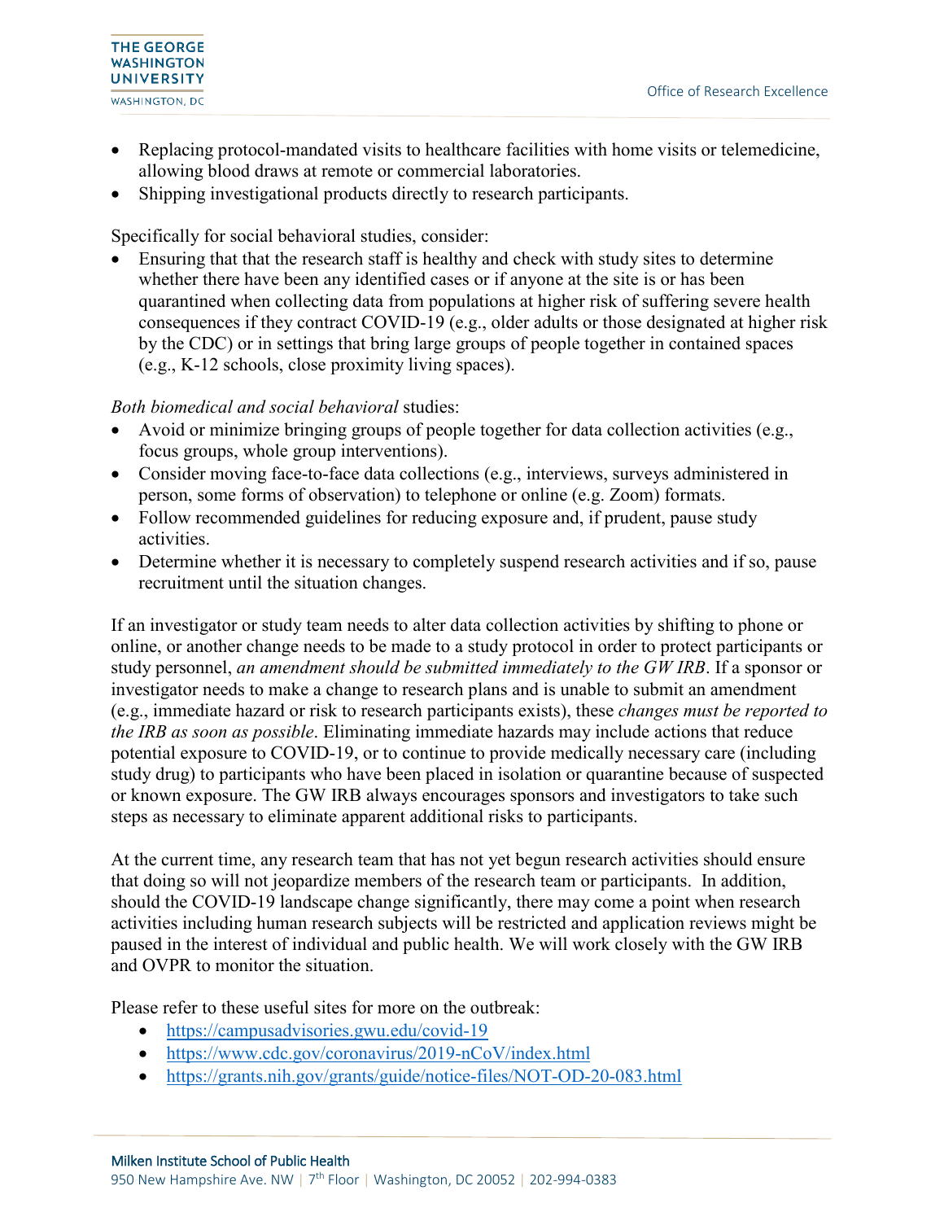- Replacing protocol-mandated visits to healthcare facilities with home visits or telemedicine, allowing blood draws at remote or commercial laboratories.
- Shipping investigational products directly to research participants.

Specifically for social behavioral studies, consider:

- Ensuring that that the research staff is healthy and check with study sites to determine whether there have been any identified cases or if anyone at the site is or has been quarantined when collecting data from populations at higher risk of suffering severe health consequences if they contract COVID-19 (e.g., older adults or those designated at higher risk by the CDC) or in settings that bring large groups of people together in contained spaces (e.g., K-12 schools, close proximity living spaces).

*Both biomedical and social behavioral* studies:

- Avoid or minimize bringing groups of people together for data collection activities (e.g., focus groups, whole group interventions).
- Consider moving face-to-face data collections (e.g., interviews, surveys administered in person, some forms of observation) to telephone or online (e.g. Zoom) formats.
- Follow recommended guidelines for reducing exposure and, if prudent, pause study activities.
- Determine whether it is necessary to completely suspend research activities and if so, pause recruitment until the situation changes.

If an investigator or study team needs to alter data collection activities by shifting to phone or online, or another change needs to be made to a study protocol in order to protect participants or study personnel, *an amendment should be submitted immediately to the GW IRB*. If a sponsor or investigator needs to make a change to research plans and is unable to submit an amendment (e.g., immediate hazard or risk to research participants exists), these *changes must be reported to the IRB as soon as possible*. Eliminating immediate hazards may include actions that reduce potential exposure to COVID-19, or to continue to provide medically necessary care (including study drug) to participants who have been placed in isolation or quarantine because of suspected or known exposure. The GW IRB always encourages sponsors and investigators to take such steps as necessary to eliminate apparent additional risks to participants.

At the current time, any research team that has not yet begun research activities should ensure that doing so will not jeopardize members of the research team or participants. In addition, should the COVID-19 landscape change significantly, there may come a point when research activities including human research subjects will be restricted and application reviews might be paused in the interest of individual and public health. We will work closely with the GW IRB and OVPR to monitor the situation.

Please refer to these useful sites for more on the outbreak:

- https://campusadvisories.gwu.edu/covid-19
- https://www.cdc.gov/coronavirus/2019-nCoV/index.html
- https://grants.nih.gov/grants/guide/notice-files/NOT-OD-20-083.html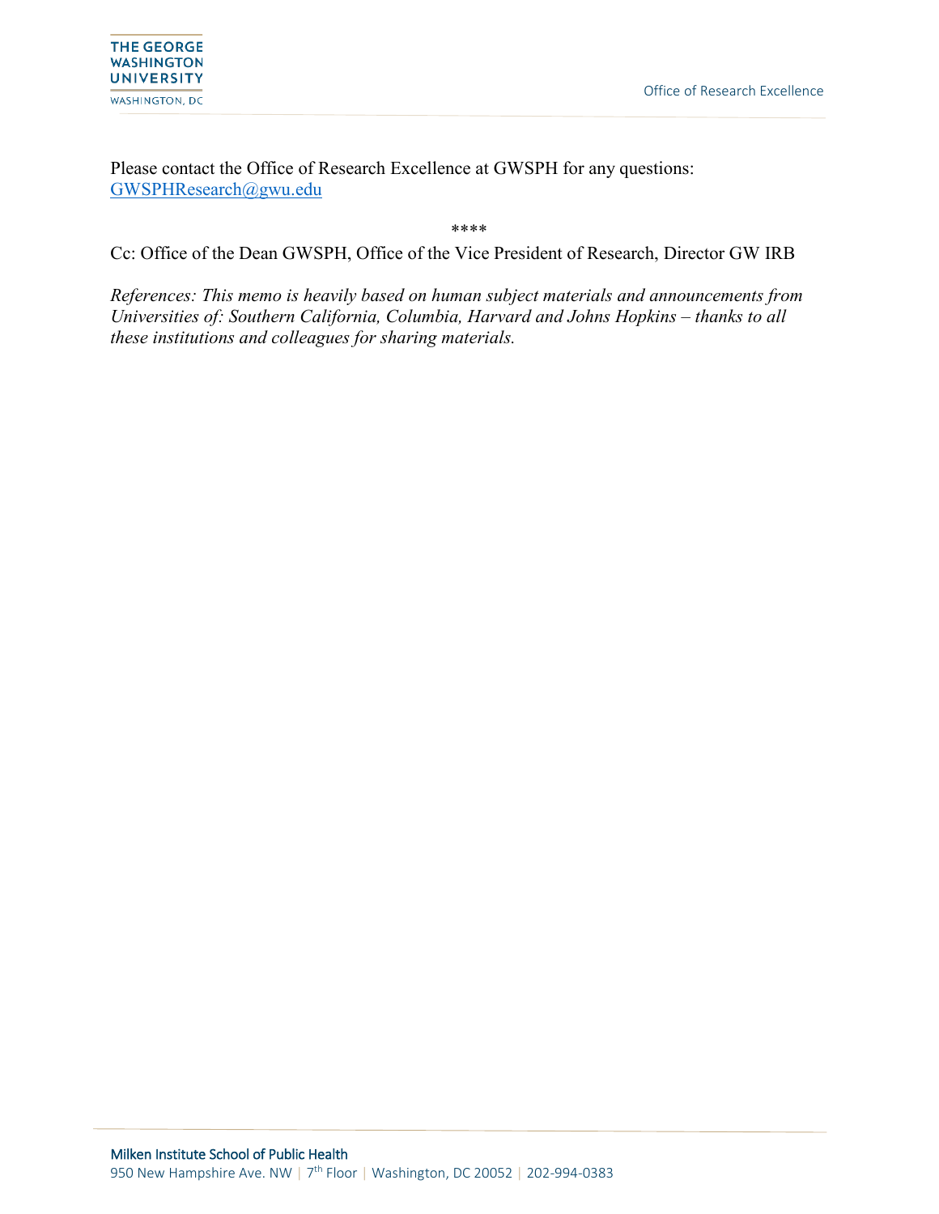Please contact the Office of Research Excellence at GWSPH for any questions: [GWSPHResearch@gwu.edu](mailto:GWSPHResearch@gwu.edu)

****

Cc: Office of the Dean GWSPH, Office of the Vice President of Research, Director GW IRB

*References: This memo is heavily based on human subject materials and announcements from Universities of: Southern California, Columbia, Harvard and Johns Hopkins – thanks to all these institutions and colleagues for sharing materials.*